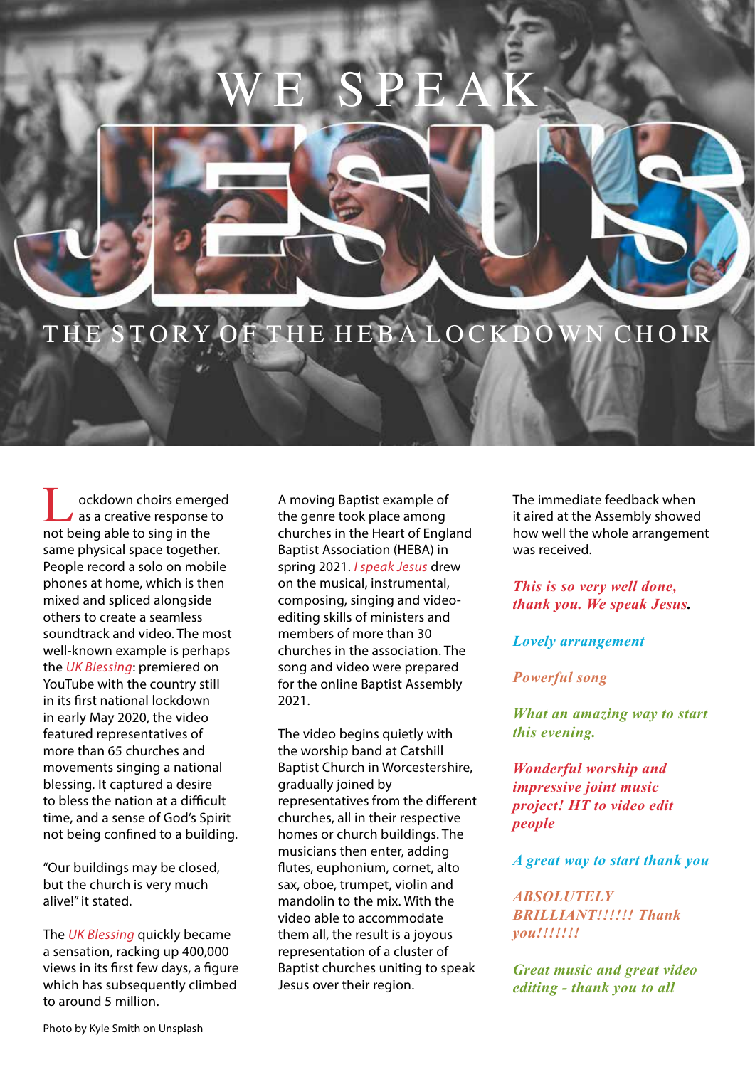# WE SPEAK JESUS

## THE STORY OF THE HEBA LOCKDOWN CHOIR

Lockdown choirs emerged as a creative response to not being able to sing in the same physical space together. People record a solo on mobile phones at home, which is then mixed and spliced alongside others to create a seamless soundtrack and video. The most well-known example is perhaps the *UK Blessing*: premiered on YouTube with the country still in its first national lockdown in early May 2020, the video featured representatives of more than 65 churches and movements singing a national blessing. It captured a desire to bless the nation at a difficult time, and a sense of God's Spirit not being confined to a building.

"Our buildings may be closed, but the church is very much alive!" it stated.

The *UK Blessing* quickly became a sensation, racking up 400,000 views in its first few days, a figure which has subsequently climbed to around 5 million.

A moving Baptist example of the genre took place among churches in the Heart of England Baptist Association (HEBA) in spring 2021. *I speak Jesus* drew on the musical, instrumental, composing, singing and video-editing skills of ministers and members of more than 30 churches in the association. The song and video were prepared for the online Baptist Assembly 2021.

The video begins quietly with the worship band at Catshill Baptist Church in Worcestershire, gradually joined by representatives from the different churches, all in their respective homes or church buildings. The musicians then enter, adding flutes, euphonium, cornet, alto sax, oboe, trumpet, violin and mandolin to the mix. With the video able to accommodate them all, the result is a joyous representation of a cluster of Baptist churches uniting to speak Jesus over their region.

The immediate feedback when it aired at the Assembly showed how well the whole arrangement was received.

***This is so very well done, thank you. We speak Jesus.***

***Lovely arrangement***

***Powerful song***

***What an amazing way to start this evening.***

***Wonderful worship and impressive joint music project! HT to video edit people***

***A great way to start thank you***

***ABSOLUTELY BRILLIANT!!!!!! Thank you!!!!!!!***

***Great music and great video editing - thank you to all***

Photo by Kyle Smith on Unsplash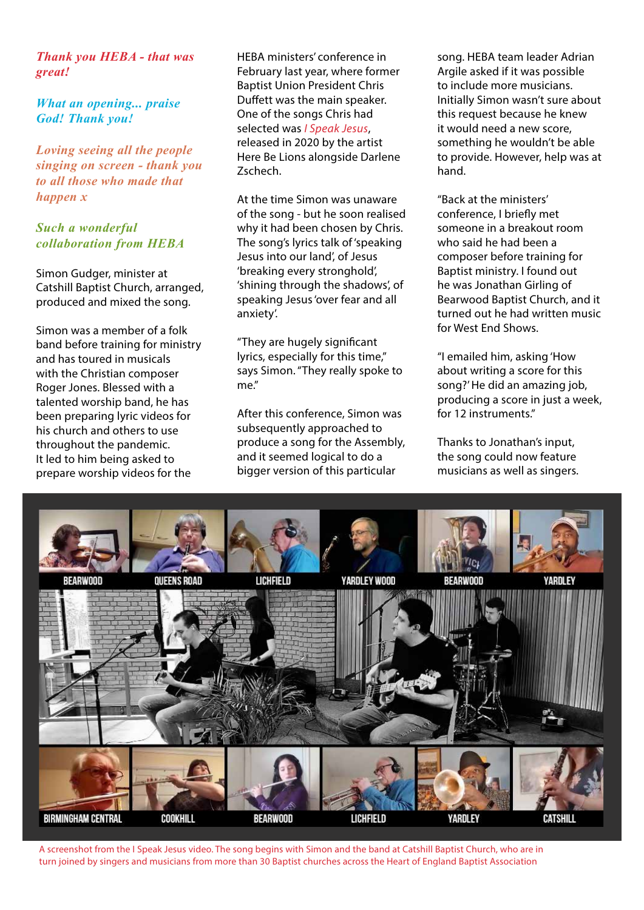*Thank you HEBA - that was great!*

*What an opening... praise God! Thank you!*

*Loving seeing all the people singing on screen - thank you to all those who made that happen x*

*Such a wonderful collaboration from HEBA*

Simon Gudger, minister at Catshill Baptist Church, arranged, produced and mixed the song.

Simon was a member of a folk band before training for ministry and has toured in musicals with the Christian composer Roger Jones. Blessed with a talented worship band, he has been preparing lyric videos for his church and others to use throughout the pandemic. It led to him being asked to prepare worship videos for the HEBA ministers' conference in February last year, where former Baptist Union President Chris Duffett was the main speaker. One of the songs Chris had selected was *I Speak Jesus*, released in 2020 by the artist Here Be Lions alongside Darlene Zschech.

At the time Simon was unaware of the song - but he soon realised why it had been chosen by Chris. The song's lyrics talk of 'speaking Jesus into our land', of Jesus 'breaking every stronghold', 'shining through the shadows', of speaking Jesus 'over fear and all anxiety'.

"They are hugely significant lyrics, especially for this time," says Simon. "They really spoke to me."

After this conference, Simon was subsequently approached to produce a song for the Assembly, and it seemed logical to do a bigger version of this particular song. HEBA team leader Adrian Argile asked if it was possible to include more musicians. Initially Simon wasn't sure about this request because he knew it would need a new score, something he wouldn't be able to provide. However, help was at hand.

"Back at the ministers' conference, I briefly met someone in a breakout room who said he had been a composer before training for Baptist ministry. I found out he was Jonathan Girling of Bearwood Baptist Church, and it turned out he had written music for West End Shows.

"I emailed him, asking 'How about writing a score for this song?' He did an amazing job, producing a score in just a week, for 12 instruments."

Thanks to Jonathan's input, the song could now feature musicians as well as singers.

A screenshot from the I Speak Jesus video. The song begins with Simon and the band at Catshill Baptist Church, who are in turn joined by singers and musicians from more than 30 Baptist churches across the Heart of England Baptist Association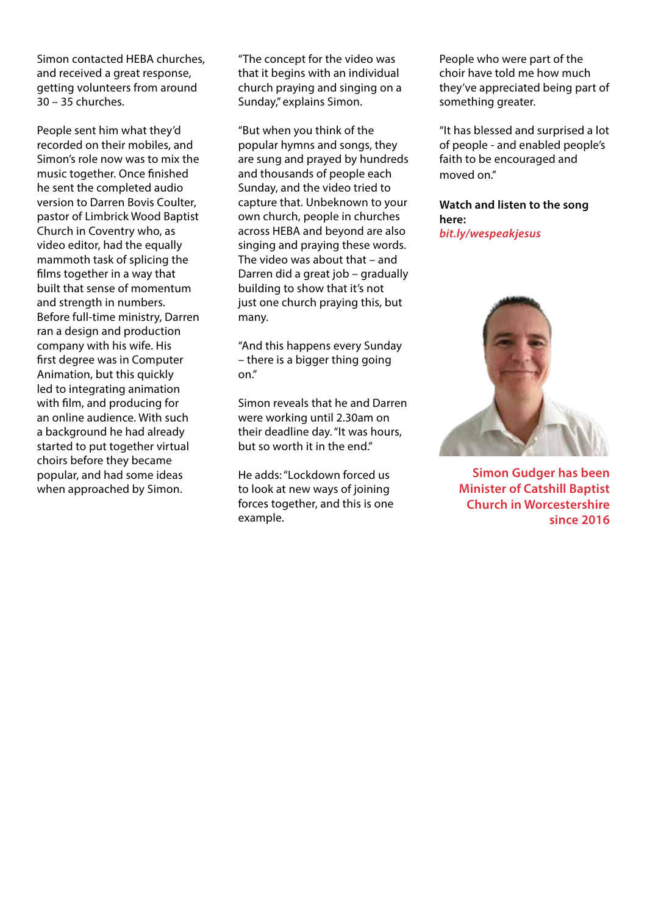Simon contacted HEBA churches, and received a great response, getting volunteers from around 30 – 35 churches.

People sent him what they'd recorded on their mobiles, and Simon's role now was to mix the music together. Once finished he sent the completed audio version to Darren Bovis Coulter, pastor of Limbrick Wood Baptist Church in Coventry who, as video editor, had the equally mammoth task of splicing the films together in a way that built that sense of momentum and strength in numbers. Before full-time ministry, Darren ran a design and production company with his wife. His first degree was in Computer Animation, but this quickly led to integrating animation with film, and producing for an online audience. With such a background he had already started to put together virtual choirs before they became popular, and had some ideas when approached by Simon.

"The concept for the video was that it begins with an individual church praying and singing on a Sunday," explains Simon.

"But when you think of the popular hymns and songs, they are sung and prayed by hundreds and thousands of people each Sunday, and the video tried to capture that. Unbeknown to your own church, people in churches across HEBA and beyond are also singing and praying these words. The video was about that – and Darren did a great job – gradually building to show that it's not just one church praying this, but many.

"And this happens every Sunday – there is a bigger thing going on."

Simon reveals that he and Darren were working until 2.30am on their deadline day. "It was hours, but so worth it in the end."

He adds: "Lockdown forced us to look at new ways of joining forces together, and this is one example.

People who were part of the choir have told me how much they've appreciated being part of something greater.

"It has blessed and surprised a lot of people - and enabled people's faith to be encouraged and moved on."

**Watch and listen to the song here:**
***bit.ly/wespeakjesus***

**Simon Gudger has been Minister of Catshill Baptist Church in Worcestershire since 2016**